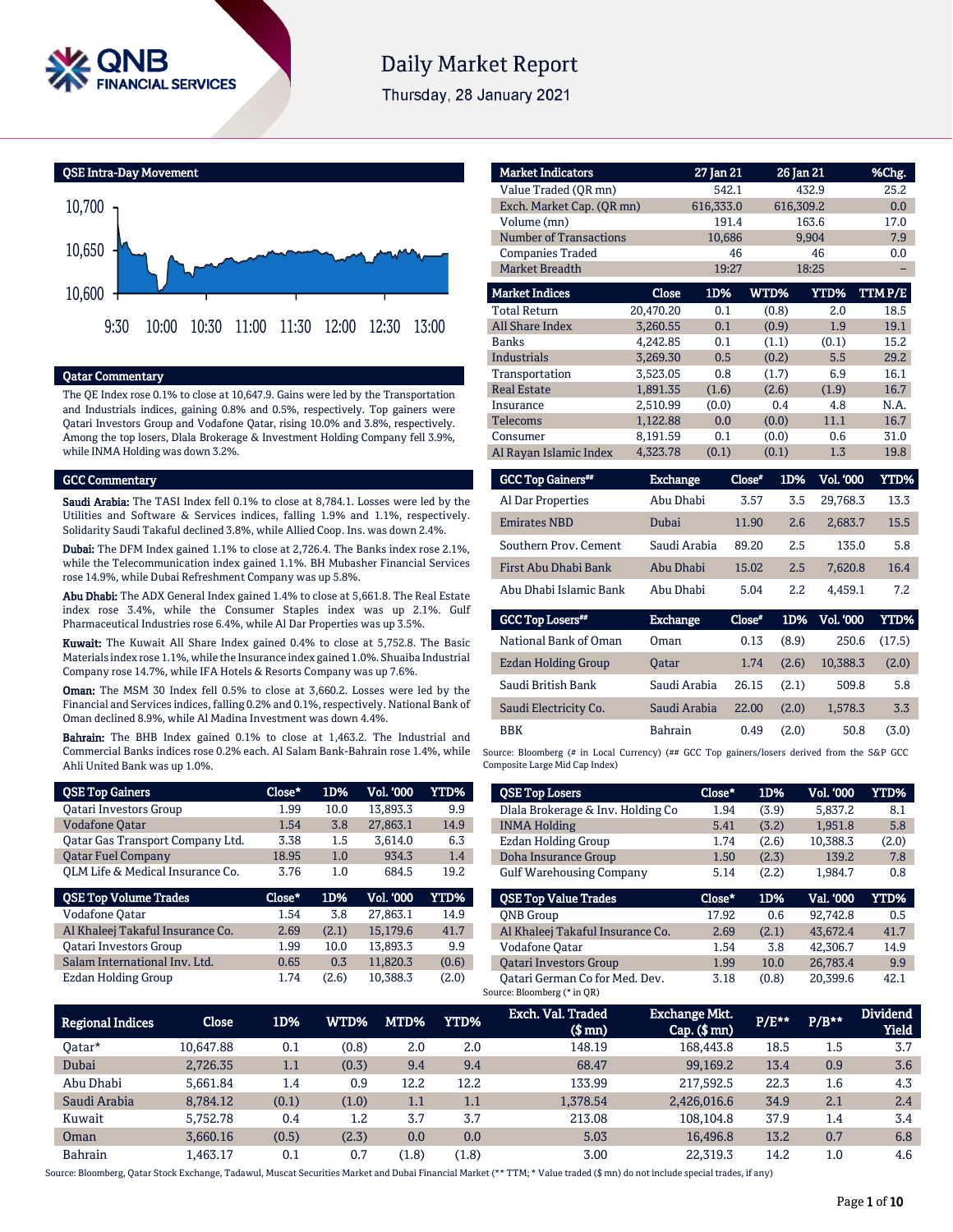# Daily Market Report

Thursday, 28 January 2021

## QSE Intra-Day Movement

## Qatar Commentary

The QE Index rose 0.1% to close at 10,647.9. Gains were led by the Transportation and Industrials indices, gaining 0.8% and 0.5%, respectively. Top gainers were Qatari Investors Group and Vodafone Qatar, rising 10.0% and 3.8%, respectively. Among the top losers, Dlala Brokerage & Investment Holding Company fell 3.9%, while INMA Holding was down 3.2%.

## GCC Commentary

**Saudi Arabia:** The TASI Index fell 0.1% to close at 8,784.1. Losses were led by the Utilities and Software & Services indices, falling 1.9% and 1.1%, respectively. Solidarity Saudi Takaful declined 3.8%, while Allied Coop. Ins. was down 2.4%.

**Dubai:** The DFM Index gained 1.1% to close at 2,726.4. The Banks index rose 2.1%, while the Telecommunication index gained 1.1%. BH Mubasher Financial Services rose 14.9%, while Dubai Refreshment Company was up 5.8%.

**Abu Dhabi:** The ADX General Index gained 1.4% to close at 5,661.8. The Real Estate index rose 3.4%, while the Consumer Staples index was up 2.1%. Gulf Pharmaceutical Industries rose 6.4%, while Al Dar Properties was up 3.5%.

**Kuwait:** The Kuwait All Share Index gained 0.4% to close at 5,752.8. The Basic Materials index rose 1.1%, while the Insurance index gained 1.0%. Shuaiba Industrial Company rose 14.7%, while IFA Hotels & Resorts Company was up 7.6%.

**Oman:** The MSM 30 Index fell 0.5% to close at 3,660.2. Losses were led by the Financial and Services indices, falling 0.2% and 0.1%, respectively. National Bank of Oman declined 8.9%, while Al Madina Investment was down 4.4%.

**Bahrain:** The BHB Index gained 0.1% to close at 1,463.2. The Industrial and Commercial Banks indices rose 0.2% each. Al Salam Bank-Bahrain rose 1.4%, while Ahli United Bank was up 1.0%.

| Market Indicators | 27 Jan 21 | 26 Jan 21 | %Chg. |
|---|---|---|---|
| Value Traded (QR mn) | 542.1 | 432.9 | 25.2 |
| Exch. Market Cap. (QR mn) | 616,333.0 | 616,309.2 | 0.0 |
| Volume (mn) | 191.4 | 163.6 | 17.0 |
| Number of Transactions | 10,686 | 9,904 | 7.9 |
| Companies Traded | 46 | 46 | 0.0 |
| Market Breadth | 19:27 | 18:25 | – |

| Market Indices | Close | 1D% | WTD% | YTD% | TTM P/E |
|---|---|---|---|---|---|
| Total Return | 20,470.20 | 0.1 | (0.8) | 2.0 | 18.5 |
| All Share Index | 3,260.55 | 0.1 | (0.9) | 1.9 | 19.1 |
| Banks | 4,242.85 | 0.1 | (1.1) | (0.1) | 15.2 |
| Industrials | 3,269.30 | 0.5 | (0.2) | 5.5 | 29.2 |
| Transportation | 3,523.05 | 0.8 | (1.7) | 6.9 | 16.1 |
| Real Estate | 1,891.35 | (1.6) | (2.6) | (1.9) | 16.7 |
| Insurance | 2,510.99 | (0.0) | 0.4 | 4.8 | N.A. |
| Telecoms | 1,122.88 | 0.0 | (0.0) | 11.1 | 16.7 |
| Consumer | 8,191.59 | 0.1 | (0.0) | 0.6 | 31.0 |
| Al Rayan Islamic Index | 4,323.78 | (0.1) | (0.1) | 1.3 | 19.8 |

| GCC Top Gainers## | Exchange | Close# | 1D% | Vol. '000 | YTD% |
|---|---|---|---|---|---|
| Al Dar Properties | Abu Dhabi | 3.57 | 3.5 | 29,768.3 | 13.3 |
| Emirates NBD | Dubai | 11.90 | 2.6 | 2,683.7 | 15.5 |
| Southern Prov. Cement | Saudi Arabia | 89.20 | 2.5 | 135.0 | 5.8 |
| First Abu Dhabi Bank | Abu Dhabi | 15.02 | 2.5 | 7,620.8 | 16.4 |
| Abu Dhabi Islamic Bank | Abu Dhabi | 5.04 | 2.2 | 4,459.1 | 7.2 |

| GCC Top Losers## | Exchange | Close# | 1D% | Vol. '000 | YTD% |
|---|---|---|---|---|---|
| National Bank of Oman | Oman | 0.13 | (8.9) | 250.6 | (17.5) |
| Ezdan Holding Group | Qatar | 1.74 | (2.6) | 10,388.3 | (2.0) |
| Saudi British Bank | Saudi Arabia | 26.15 | (2.1) | 509.8 | 5.8 |
| Saudi Electricity Co. | Saudi Arabia | 22.00 | (2.0) | 1,578.3 | 3.3 |
| BBK | Bahrain | 0.49 | (2.0) | 50.8 | (3.0) |

Source: Bloomberg (# in Local Currency) (## GCC Top gainers/losers derived from the S&P GCC Composite Large Mid Cap Index)

| QSE Top Gainers | Close* | 1D% | Vol. '000 | YTD% |
|---|---|---|---|---|
| Qatari Investors Group | 1.99 | 10.0 | 13,893.3 | 9.9 |
| Vodafone Qatar | 1.54 | 3.8 | 27,863.1 | 14.9 |
| Qatar Gas Transport Company Ltd. | 3.38 | 1.5 | 3,614.0 | 6.3 |
| Qatar Fuel Company | 18.95 | 1.0 | 934.3 | 1.4 |
| QLM Life & Medical Insurance Co. | 3.76 | 1.0 | 684.5 | 19.2 |

| QSE Top Volume Trades | Close* | 1D% | Vol. '000 | YTD% |
|---|---|---|---|---|
| Vodafone Qatar | 1.54 | 3.8 | 27,863.1 | 14.9 |
| Al Khaleej Takaful Insurance Co. | 2.69 | (2.1) | 15,179.6 | 41.7 |
| Qatari Investors Group | 1.99 | 10.0 | 13,893.3 | 9.9 |
| Salam International Inv. Ltd. | 0.65 | 0.3 | 11,820.3 | (0.6) |
| Ezdan Holding Group | 1.74 | (2.6) | 10,388.3 | (2.0) |

| QSE Top Losers | Close* | 1D% | Vol. '000 | YTD% |
|---|---|---|---|---|
| Dlala Brokerage & Inv. Holding Co | 1.94 | (3.9) | 5,837.2 | 8.1 |
| INMA Holding | 5.41 | (3.2) | 1,951.8 | 5.8 |
| Ezdan Holding Group | 1.74 | (2.6) | 10,388.3 | (2.0) |
| Doha Insurance Group | 1.50 | (2.3) | 139.2 | 7.8 |
| Gulf Warehousing Company | 5.14 | (2.2) | 1,984.7 | 0.8 |

| QSE Top Value Trades | Close* | 1D% | Val. '000 | YTD% |
|---|---|---|---|---|
| QNB Group | 17.92 | 0.6 | 92,742.8 | 0.5 |
| Al Khaleej Takaful Insurance Co. | 2.69 | (2.1) | 43,672.4 | 41.7 |
| Vodafone Qatar | 1.54 | 3.8 | 42,306.7 | 14.9 |
| Qatari Investors Group | 1.99 | 10.0 | 26,783.4 | 9.9 |
| Qatari German Co for Med. Dev. | 3.18 | (0.8) | 20,399.6 | 42.1 |

Source: Bloomberg (* in QR)

| Regional Indices | Close | 1D% | WTD% | MTD% | YTD% | Exch. Val. Traded ($ mn) | Exchange Mkt. Cap. ($ mn) | P/E** | P/B** | Dividend Yield |
|---|---|---|---|---|---|---|---|---|---|---|
| Qatar* | 10,647.88 | 0.1 | (0.8) | 2.0 | 2.0 | 148.19 | 168,443.8 | 18.5 | 1.5 | 3.7 |
| Dubai | 2,726.35 | 1.1 | (0.3) | 9.4 | 9.4 | 68.47 | 99,169.2 | 13.4 | 0.9 | 3.6 |
| Abu Dhabi | 5,661.84 | 1.4 | 0.9 | 12.2 | 12.2 | 133.99 | 217,592.5 | 22.3 | 1.6 | 4.3 |
| Saudi Arabia | 8,784.12 | (0.1) | (1.0) | 1.1 | 1.1 | 1,378.54 | 2,426,016.6 | 34.9 | 2.1 | 2.4 |
| Kuwait | 5,752.78 | 0.4 | 1.2 | 3.7 | 3.7 | 213.08 | 108,104.8 | 37.9 | 1.4 | 3.4 |
| Oman | 3,660.16 | (0.5) | (2.3) | 0.0 | 0.0 | 5.03 | 16,496.8 | 13.2 | 0.7 | 6.8 |
| Bahrain | 1,463.17 | 0.1 | 0.7 | (1.8) | (1.8) | 3.00 | 22,319.3 | 14.2 | 1.0 | 4.6 |

Source: Bloomberg, Qatar Stock Exchange, Tadawul, Muscat Securities Market and Dubai Financial Market (** TTM; * Value traded ($ mn) do not include special trades, if any)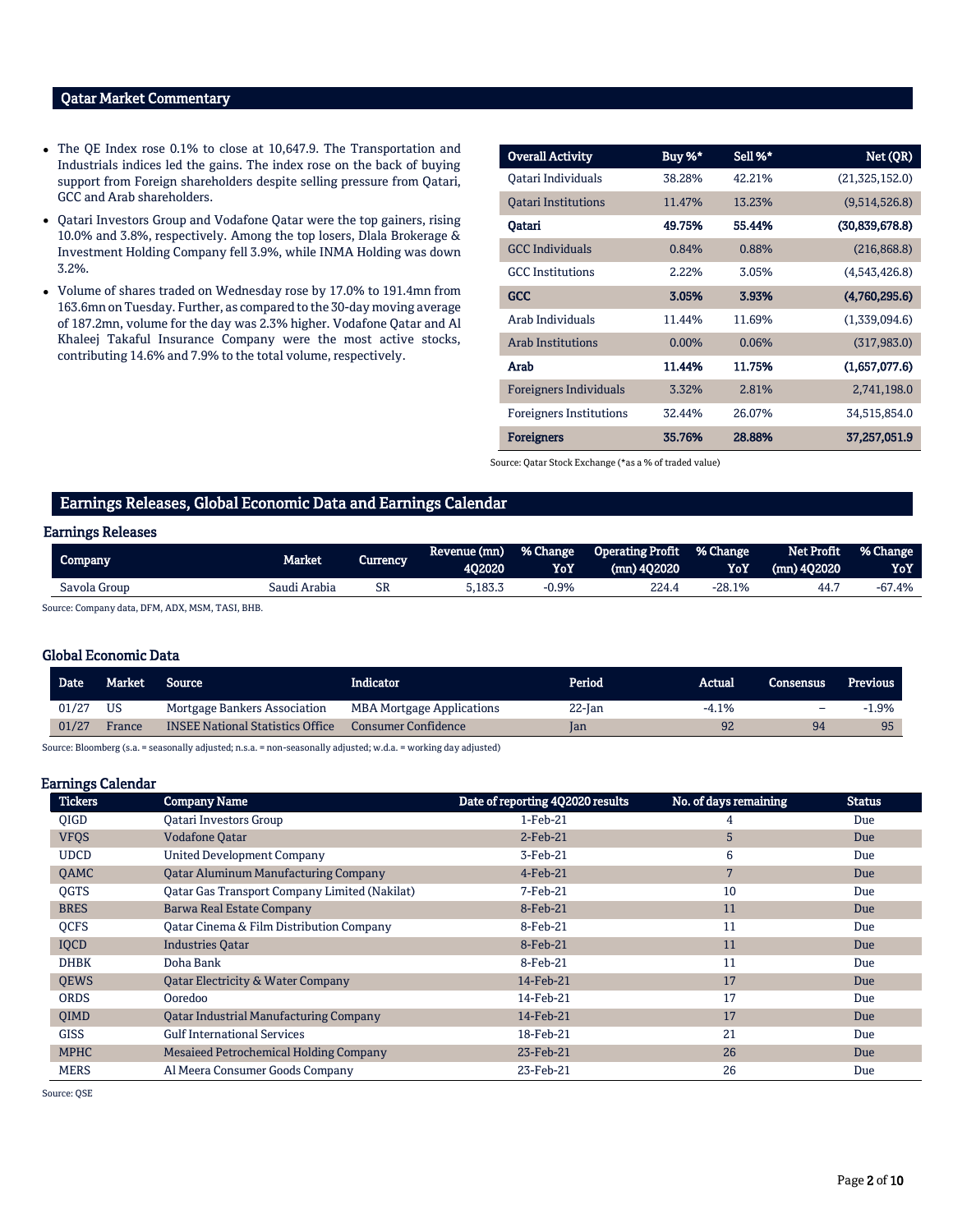## Qatar Market Commentary

- The QE Index rose 0.1% to close at 10,647.9. The Transportation and Industrials indices led the gains. The index rose on the back of buying support from Foreign shareholders despite selling pressure from Qatari, GCC and Arab shareholders.
- Qatari Investors Group and Vodafone Qatar were the top gainers, rising 10.0% and 3.8%, respectively. Among the top losers, Dlala Brokerage & Investment Holding Company fell 3.9%, while INMA Holding was down 3.2%.
- Volume of shares traded on Wednesday rose by 17.0% to 191.4mn from 163.6mn on Tuesday. Further, as compared to the 30-day moving average of 187.2mn, volume for the day was 2.3% higher. Vodafone Qatar and Al Khaleej Takaful Insurance Company were the most active stocks, contributing 14.6% and 7.9% to the total volume, respectively.

| Overall Activity | Buy %* | Sell %* | Net (QR) |
|---|---|---|---|
| Qatari Individuals | 38.28% | 42.21% | (21,325,152.0) |
| Qatari Institutions | 11.47% | 13.23% | (9,514,526.8) |
| **Qatari** | **49.75%** | **55.44%** | **(30,839,678.8)** |
| GCC Individuals | 0.84% | 0.88% | (216,868.8) |
| GCC Institutions | 2.22% | 3.05% | (4,543,426.8) |
| **GCC** | **3.05%** | **3.93%** | **(4,760,295.6)** |
| Arab Individuals | 11.44% | 11.69% | (1,339,094.6) |
| Arab Institutions | 0.00% | 0.06% | (317,983.0) |
| **Arab** | **11.44%** | **11.75%** | **(1,657,077.6)** |
| Foreigners Individuals | 3.32% | 2.81% | 2,741,198.0 |
| Foreigners Institutions | 32.44% | 26.07% | 34,515,854.0 |
| **Foreigners** | **35.76%** | **28.88%** | **37,257,051.9** |

Source: Qatar Stock Exchange (*as a % of traded value)

## Earnings Releases, Global Economic Data and Earnings Calendar

### Earnings Releases

| Company | Market | Currency | Revenue (mn) 4Q2020 | % Change YoY | Operating Profit (mn) 4Q2020 | % Change YoY | Net Profit (mn) 4Q2020 | % Change YoY |
|---|---|---|---|---|---|---|---|---|
| Savola Group | Saudi Arabia | SR | 5,183.3 | -0.9% | 224.4 | -28.1% | 44.7 | -67.4% |

Source: Company data, DFM, ADX, MSM, TASI, BHB.

### Global Economic Data

| Date | Market | Source | Indicator | Period | Actual | Consensus | Previous |
|---|---|---|---|---|---|---|---|
| 01/27 | US | Mortgage Bankers Association | MBA Mortgage Applications | 22-Jan | -4.1% | – | -1.9% |
| 01/27 | France | INSEE National Statistics Office | Consumer Confidence | Jan | 92 | 94 | 95 |

Source: Bloomberg (s.a. = seasonally adjusted; n.s.a. = non-seasonally adjusted; w.d.a. = working day adjusted)

### Earnings Calendar

| Tickers | Company Name | Date of reporting 4Q2020 results | No. of days remaining | Status |
|---|---|---|---|---|
| QIGD | Qatari Investors Group | 1-Feb-21 | 4 | Due |
| VFQS | Vodafone Qatar | 2-Feb-21 | 5 | Due |
| UDCD | United Development Company | 3-Feb-21 | 6 | Due |
| QAMC | Qatar Aluminum Manufacturing Company | 4-Feb-21 | 7 | Due |
| QGTS | Qatar Gas Transport Company Limited (Nakilat) | 7-Feb-21 | 10 | Due |
| BRES | Barwa Real Estate Company | 8-Feb-21 | 11 | Due |
| QCFS | Qatar Cinema & Film Distribution Company | 8-Feb-21 | 11 | Due |
| IQCD | Industries Qatar | 8-Feb-21 | 11 | Due |
| DHBK | Doha Bank | 8-Feb-21 | 11 | Due |
| QEWS | Qatar Electricity & Water Company | 14-Feb-21 | 17 | Due |
| ORDS | Ooredoo | 14-Feb-21 | 17 | Due |
| QIMD | Qatar Industrial Manufacturing Company | 14-Feb-21 | 17 | Due |
| GISS | Gulf International Services | 18-Feb-21 | 21 | Due |
| MPHC | Mesaieed Petrochemical Holding Company | 23-Feb-21 | 26 | Due |
| MERS | Al Meera Consumer Goods Company | 23-Feb-21 | 26 | Due |

Source: QSE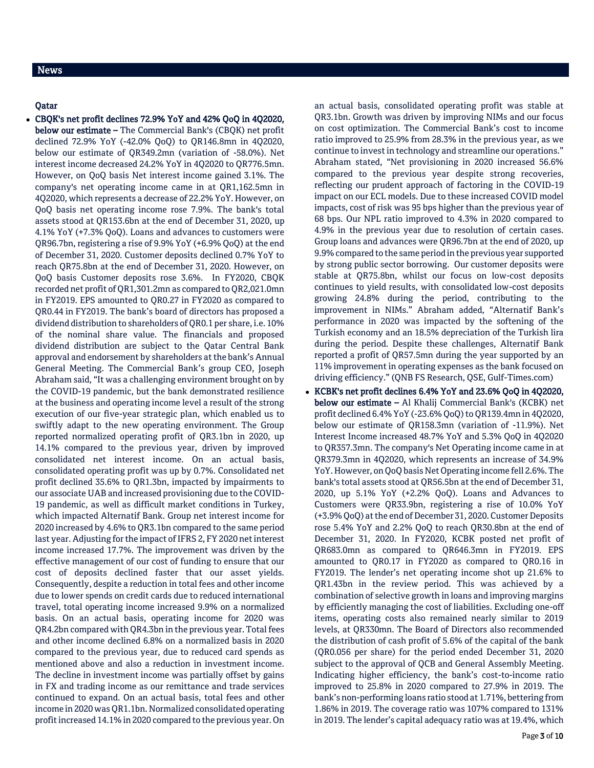## News

### Qatar

- **CBQK's net profit declines 72.9% YoY and 42% QoQ in 4Q2020, below our estimate –** The Commercial Bank's (CBQK) net profit declined 72.9% YoY (-42.0% QoQ) to QR146.8mn in 4Q2020, below our estimate of QR349.2mn (variation of -58.0%). Net interest income decreased 24.2% YoY in 4Q2020 to QR776.5mn. However, on QoQ basis Net interest income gained 3.1%. The company's net operating income came in at QR1,162.5mn in 4Q2020, which represents a decrease of 22.2% YoY. However, on QoQ basis net operating income rose 7.9%. The bank's total assets stood at QR153.6bn at the end of December 31, 2020, up 4.1% YoY (+7.3% QoQ). Loans and advances to customers were QR96.7bn, registering a rise of 9.9% YoY (+6.9% QoQ) at the end of December 31, 2020. Customer deposits declined 0.7% YoY to reach QR75.8bn at the end of December 31, 2020. However, on QoQ basis Customer deposits rose 3.6%. In FY2020, CBQK recorded net profit of QR1,301.2mn as compared to QR2,021.0mn in FY2019. EPS amounted to QR0.27 in FY2020 as compared to QR0.44 in FY2019. The bank's board of directors has proposed a dividend distribution to shareholders of QR0.1 per share, i.e. 10% of the nominal share value. The financials and proposed dividend distribution are subject to the Qatar Central Bank approval and endorsement by shareholders at the bank's Annual General Meeting. The Commercial Bank's group CEO, Joseph Abraham said, "It was a challenging environment brought on by the COVID-19 pandemic, but the bank demonstrated resilience at the business and operating income level a result of the strong execution of our five-year strategic plan, which enabled us to swiftly adapt to the new operating environment. The Group reported normalized operating profit of QR3.1bn in 2020, up 14.1% compared to the previous year, driven by improved consolidated net interest income. On an actual basis, consolidated operating profit was up by 0.7%. Consolidated net profit declined 35.6% to QR1.3bn, impacted by impairments to our associate UAB and increased provisioning due to the COVID-19 pandemic, as well as difficult market conditions in Turkey, which impacted Alternatif Bank. Group net interest income for 2020 increased by 4.6% to QR3.1bn compared to the same period last year. Adjusting for the impact of IFRS 2, FY 2020 net interest income increased 17.7%. The improvement was driven by the effective management of our cost of funding to ensure that our cost of deposits declined faster that our asset yields. Consequently, despite a reduction in total fees and other income due to lower spends on credit cards due to reduced international travel, total operating income increased 9.9% on a normalized basis. On an actual basis, operating income for 2020 was QR4.2bn compared with QR4.3bn in the previous year. Total fees and other income declined 6.8% on a normalized basis in 2020 compared to the previous year, due to reduced card spends as mentioned above and also a reduction in investment income. The decline in investment income was partially offset by gains in FX and trading income as our remittance and trade services continued to expand. On an actual basis, total fees and other income in 2020 was QR1.1bn. Normalized consolidated operating profit increased 14.1% in 2020 compared to the previous year. On an actual basis, consolidated operating profit was stable at QR3.1bn. Growth was driven by improving NIMs and our focus on cost optimization. The Commercial Bank's cost to income ratio improved to 25.9% from 28.3% in the previous year, as we continue to invest in technology and streamline our operations." Abraham stated, "Net provisioning in 2020 increased 56.6% compared to the previous year despite strong recoveries, reflecting our prudent approach of factoring in the COVID-19 impact on our ECL models. Due to these increased COVID model impacts, cost of risk was 95 bps higher than the previous year of 68 bps. Our NPL ratio improved to 4.3% in 2020 compared to 4.9% in the previous year due to resolution of certain cases. Group loans and advances were QR96.7bn at the end of 2020, up 9.9% compared to the same period in the previous year supported by strong public sector borrowing. Our customer deposits were stable at QR75.8bn, whilst our focus on low-cost deposits continues to yield results, with consolidated low-cost deposits growing 24.8% during the period, contributing to the improvement in NIMs." Abraham added, "Alternatif Bank's performance in 2020 was impacted by the softening of the Turkish economy and an 18.5% depreciation of the Turkish lira during the period. Despite these challenges, Alternatif Bank reported a profit of QR57.5mn during the year supported by an 11% improvement in operating expenses as the bank focused on driving efficiency." (QNB FS Research, QSE, Gulf-Times.com)

- **KCBK's net profit declines 6.4% YoY and 23.6% QoQ in 4Q2020, below our estimate –** Al Khalij Commercial Bank's (KCBK) net profit declined 6.4% YoY (-23.6% QoQ) to QR139.4mn in 4Q2020, below our estimate of QR158.3mn (variation of -11.9%). Net Interest Income increased 48.7% YoY and 5.3% QoQ in 4Q2020 to QR357.3mn. The company's Net Operating income came in at QR379.3mn in 4Q2020, which represents an increase of 34.9% YoY. However, on QoQ basis Net Operating income fell 2.6%. The bank's total assets stood at QR56.5bn at the end of December 31, 2020, up 5.1% YoY (+2.2% QoQ). Loans and Advances to Customers were QR33.9bn, registering a rise of 10.0% YoY (+3.9% QoQ) at the end of December 31, 2020. Customer Deposits rose 5.4% YoY and 2.2% QoQ to reach QR30.8bn at the end of December 31, 2020. In FY2020, KCBK posted net profit of QR683.0mn as compared to QR646.3mn in FY2019. EPS amounted to QR0.17 in FY2020 as compared to QR0.16 in FY2019. The lender's net operating income shot up 21.6% to QR1.43bn in the review period. This was achieved by a combination of selective growth in loans and improving margins by efficiently managing the cost of liabilities. Excluding one-off items, operating costs also remained nearly similar to 2019 levels, at QR330mn. The Board of Directors also recommended the distribution of cash profit of 5.6% of the capital of the bank (QR0.056 per share) for the period ended December 31, 2020 subject to the approval of QCB and General Assembly Meeting. Indicating higher efficiency, the bank's cost-to-income ratio improved to 25.8% in 2020 compared to 27.9% in 2019. The bank's non-performing loans ratio stood at 1.71%, bettering from 1.86% in 2019. The coverage ratio was 107% compared to 131% in 2019. The lender's capital adequacy ratio was at 19.4%, which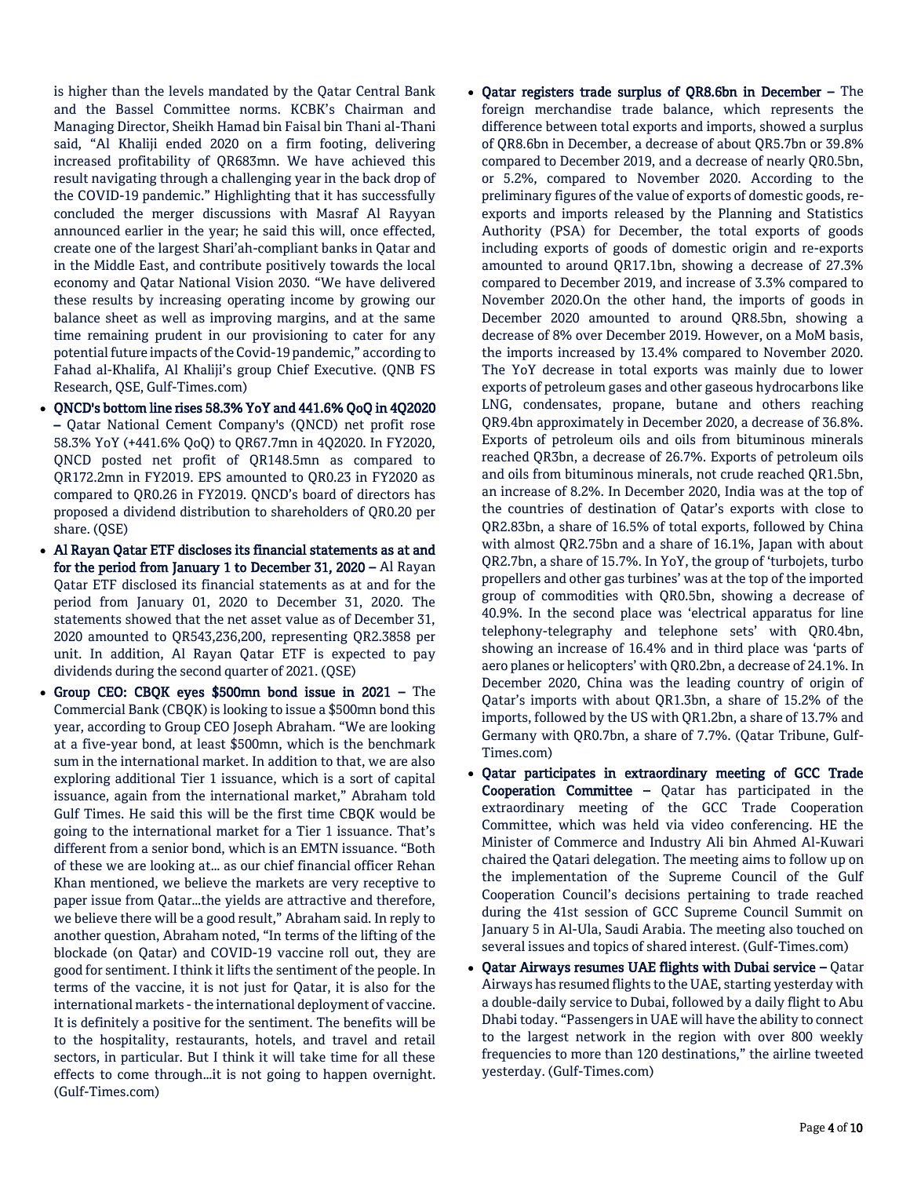is higher than the levels mandated by the Qatar Central Bank and the Bassel Committee norms. KCBK's Chairman and Managing Director, Sheikh Hamad bin Faisal bin Thani al-Thani said, "Al Khaliji ended 2020 on a firm footing, delivering increased profitability of QR683mn. We have achieved this result navigating through a challenging year in the back drop of the COVID-19 pandemic." Highlighting that it has successfully concluded the merger discussions with Masraf Al Rayyan announced earlier in the year; he said this will, once effected, create one of the largest Shari'ah-compliant banks in Qatar and in the Middle East, and contribute positively towards the local economy and Qatar National Vision 2030. "We have delivered these results by increasing operating income by growing our balance sheet as well as improving margins, and at the same time remaining prudent in our provisioning to cater for any potential future impacts of the Covid-19 pandemic," according to Fahad al-Khalifa, Al Khaliji's group Chief Executive. (QNB FS Research, QSE, Gulf-Times.com)

- **QNCD's bottom line rises 58.3% YoY and 441.6% QoQ in 4Q2020 –** Qatar National Cement Company's (QNCD) net profit rose 58.3% YoY (+441.6% QoQ) to QR67.7mn in 4Q2020. In FY2020, QNCD posted net profit of QR148.5mn as compared to QR172.2mn in FY2019. EPS amounted to QR0.23 in FY2020 as compared to QR0.26 in FY2019. QNCD's board of directors has proposed a dividend distribution to shareholders of QR0.20 per share. (QSE)
- **Al Rayan Qatar ETF discloses its financial statements as at and for the period from January 1 to December 31, 2020 –** Al Rayan Qatar ETF disclosed its financial statements as at and for the period from January 01, 2020 to December 31, 2020. The statements showed that the net asset value as of December 31, 2020 amounted to QR543,236,200, representing QR2.3858 per unit. In addition, Al Rayan Qatar ETF is expected to pay dividends during the second quarter of 2021. (QSE)
- **Group CEO: CBQK eyes $500mn bond issue in 2021 –** The Commercial Bank (CBQK) is looking to issue a $500mn bond this year, according to Group CEO Joseph Abraham. "We are looking at a five-year bond, at least $500mn, which is the benchmark sum in the international market. In addition to that, we are also exploring additional Tier 1 issuance, which is a sort of capital issuance, again from the international market," Abraham told Gulf Times. He said this will be the first time CBQK would be going to the international market for a Tier 1 issuance. That's different from a senior bond, which is an EMTN issuance. "Both of these we are looking at… as our chief financial officer Rehan Khan mentioned, we believe the markets are very receptive to paper issue from Qatar…the yields are attractive and therefore, we believe there will be a good result," Abraham said. In reply to another question, Abraham noted, "In terms of the lifting of the blockade (on Qatar) and COVID-19 vaccine roll out, they are good for sentiment. I think it lifts the sentiment of the people. In terms of the vaccine, it is not just for Qatar, it is also for the international markets - the international deployment of vaccine. It is definitely a positive for the sentiment. The benefits will be to the hospitality, restaurants, hotels, and travel and retail sectors, in particular. But I think it will take time for all these effects to come through…it is not going to happen overnight. (Gulf-Times.com)
- **Qatar registers trade surplus of QR8.6bn in December –** The foreign merchandise trade balance, which represents the difference between total exports and imports, showed a surplus of QR8.6bn in December, a decrease of about QR5.7bn or 39.8% compared to December 2019, and a decrease of nearly QR0.5bn, or 5.2%, compared to November 2020. According to the preliminary figures of the value of exports of domestic goods, re-exports and imports released by the Planning and Statistics Authority (PSA) for December, the total exports of goods including exports of goods of domestic origin and re-exports amounted to around QR17.1bn, showing a decrease of 27.3% compared to December 2019, and increase of 3.3% compared to November 2020.On the other hand, the imports of goods in December 2020 amounted to around QR8.5bn, showing a decrease of 8% over December 2019. However, on a MoM basis, the imports increased by 13.4% compared to November 2020. The YoY decrease in total exports was mainly due to lower exports of petroleum gases and other gaseous hydrocarbons like LNG, condensates, propane, butane and others reaching QR9.4bn approximately in December 2020, a decrease of 36.8%. Exports of petroleum oils and oils from bituminous minerals reached QR3bn, a decrease of 26.7%. Exports of petroleum oils and oils from bituminous minerals, not crude reached QR1.5bn, an increase of 8.2%. In December 2020, India was at the top of the countries of destination of Qatar's exports with close to QR2.83bn, a share of 16.5% of total exports, followed by China with almost QR2.75bn and a share of 16.1%, Japan with about QR2.7bn, a share of 15.7%. In YoY, the group of 'turbojets, turbo propellers and other gas turbines' was at the top of the imported group of commodities with QR0.5bn, showing a decrease of 40.9%. In the second place was 'electrical apparatus for line telephony-telegraphy and telephone sets' with QR0.4bn, showing an increase of 16.4% and in third place was 'parts of aero planes or helicopters' with QR0.2bn, a decrease of 24.1%. In December 2020, China was the leading country of origin of Qatar's imports with about QR1.3bn, a share of 15.2% of the imports, followed by the US with QR1.2bn, a share of 13.7% and Germany with QR0.7bn, a share of 7.7%. (Qatar Tribune, Gulf-Times.com)
- **Qatar participates in extraordinary meeting of GCC Trade Cooperation Committee –** Qatar has participated in the extraordinary meeting of the GCC Trade Cooperation Committee, which was held via video conferencing. HE the Minister of Commerce and Industry Ali bin Ahmed Al-Kuwari chaired the Qatari delegation. The meeting aims to follow up on the implementation of the Supreme Council of the Gulf Cooperation Council's decisions pertaining to trade reached during the 41st session of GCC Supreme Council Summit on January 5 in Al-Ula, Saudi Arabia. The meeting also touched on several issues and topics of shared interest. (Gulf-Times.com)
- **Qatar Airways resumes UAE flights with Dubai service –** Qatar Airways has resumed flights to the UAE, starting yesterday with a double-daily service to Dubai, followed by a daily flight to Abu Dhabi today. "Passengers in UAE will have the ability to connect to the largest network in the region with over 800 weekly frequencies to more than 120 destinations," the airline tweeted yesterday. (Gulf-Times.com)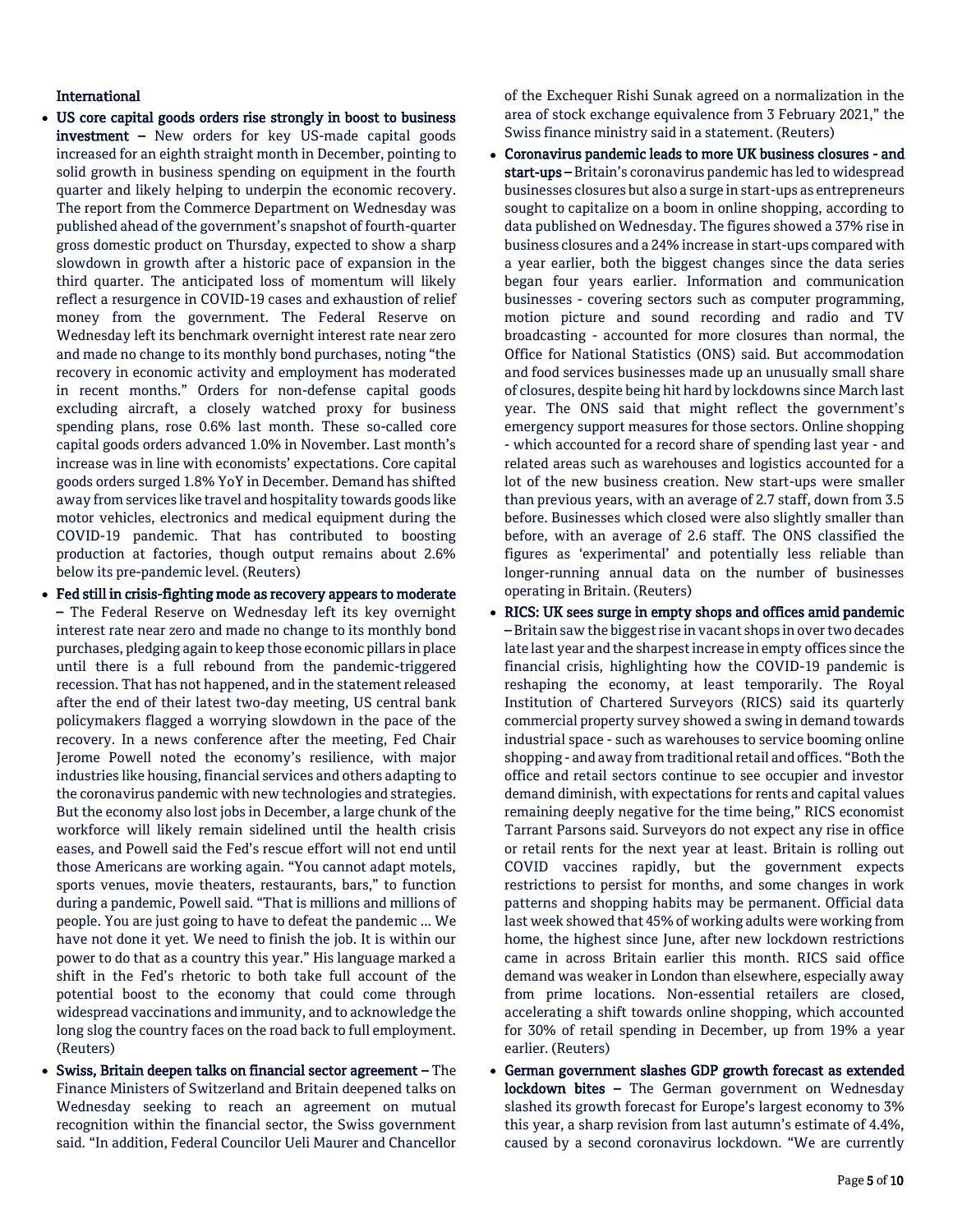## International

- **US core capital goods orders rise strongly in boost to business investment –** New orders for key US-made capital goods increased for an eighth straight month in December, pointing to solid growth in business spending on equipment in the fourth quarter and likely helping to underpin the economic recovery. The report from the Commerce Department on Wednesday was published ahead of the government's snapshot of fourth-quarter gross domestic product on Thursday, expected to show a sharp slowdown in growth after a historic pace of expansion in the third quarter. The anticipated loss of momentum will likely reflect a resurgence in COVID-19 cases and exhaustion of relief money from the government. The Federal Reserve on Wednesday left its benchmark overnight interest rate near zero and made no change to its monthly bond purchases, noting "the recovery in economic activity and employment has moderated in recent months." Orders for non-defense capital goods excluding aircraft, a closely watched proxy for business spending plans, rose 0.6% last month. These so-called core capital goods orders advanced 1.0% in November. Last month's increase was in line with economists' expectations. Core capital goods orders surged 1.8% YoY in December. Demand has shifted away from services like travel and hospitality towards goods like motor vehicles, electronics and medical equipment during the COVID-19 pandemic. That has contributed to boosting production at factories, though output remains about 2.6% below its pre-pandemic level. (Reuters)
- **Fed still in crisis-fighting mode as recovery appears to moderate –** The Federal Reserve on Wednesday left its key overnight interest rate near zero and made no change to its monthly bond purchases, pledging again to keep those economic pillars in place until there is a full rebound from the pandemic-triggered recession. That has not happened, and in the statement released after the end of their latest two-day meeting, US central bank policymakers flagged a worrying slowdown in the pace of the recovery. In a news conference after the meeting, Fed Chair Jerome Powell noted the economy's resilience, with major industries like housing, financial services and others adapting to the coronavirus pandemic with new technologies and strategies. But the economy also lost jobs in December, a large chunk of the workforce will likely remain sidelined until the health crisis eases, and Powell said the Fed's rescue effort will not end until those Americans are working again. "You cannot adapt motels, sports venues, movie theaters, restaurants, bars," to function during a pandemic, Powell said. "That is millions and millions of people. You are just going to have to defeat the pandemic ... We have not done it yet. We need to finish the job. It is within our power to do that as a country this year." His language marked a shift in the Fed's rhetoric to both take full account of the potential boost to the economy that could come through widespread vaccinations and immunity, and to acknowledge the long slog the country faces on the road back to full employment. (Reuters)
- **Swiss, Britain deepen talks on financial sector agreement –** The Finance Ministers of Switzerland and Britain deepened talks on Wednesday seeking to reach an agreement on mutual recognition within the financial sector, the Swiss government said. "In addition, Federal Councilor Ueli Maurer and Chancellor of the Exchequer Rishi Sunak agreed on a normalization in the area of stock exchange equivalence from 3 February 2021," the Swiss finance ministry said in a statement. (Reuters)
- **Coronavirus pandemic leads to more UK business closures - and start-ups –** Britain's coronavirus pandemic has led to widespread businesses closures but also a surge in start-ups as entrepreneurs sought to capitalize on a boom in online shopping, according to data published on Wednesday. The figures showed a 37% rise in business closures and a 24% increase in start-ups compared with a year earlier, both the biggest changes since the data series began four years earlier. Information and communication businesses - covering sectors such as computer programming, motion picture and sound recording and radio and TV broadcasting - accounted for more closures than normal, the Office for National Statistics (ONS) said. But accommodation and food services businesses made up an unusually small share of closures, despite being hit hard by lockdowns since March last year. The ONS said that might reflect the government's emergency support measures for those sectors. Online shopping - which accounted for a record share of spending last year - and related areas such as warehouses and logistics accounted for a lot of the new business creation. New start-ups were smaller than previous years, with an average of 2.7 staff, down from 3.5 before. Businesses which closed were also slightly smaller than before, with an average of 2.6 staff. The ONS classified the figures as 'experimental' and potentially less reliable than longer-running annual data on the number of businesses operating in Britain. (Reuters)
- **RICS: UK sees surge in empty shops and offices amid pandemic –** Britain saw the biggest rise in vacant shops in over two decades late last year and the sharpest increase in empty offices since the financial crisis, highlighting how the COVID-19 pandemic is reshaping the economy, at least temporarily. The Royal Institution of Chartered Surveyors (RICS) said its quarterly commercial property survey showed a swing in demand towards industrial space - such as warehouses to service booming online shopping - and away from traditional retail and offices. "Both the office and retail sectors continue to see occupier and investor demand diminish, with expectations for rents and capital values remaining deeply negative for the time being," RICS economist Tarrant Parsons said. Surveyors do not expect any rise in office or retail rents for the next year at least. Britain is rolling out COVID vaccines rapidly, but the government expects restrictions to persist for months, and some changes in work patterns and shopping habits may be permanent. Official data last week showed that 45% of working adults were working from home, the highest since June, after new lockdown restrictions came in across Britain earlier this month. RICS said office demand was weaker in London than elsewhere, especially away from prime locations. Non-essential retailers are closed, accelerating a shift towards online shopping, which accounted for 30% of retail spending in December, up from 19% a year earlier. (Reuters)
- **German government slashes GDP growth forecast as extended lockdown bites –** The German government on Wednesday slashed its growth forecast for Europe's largest economy to 3% this year, a sharp revision from last autumn's estimate of 4.4%, caused by a second coronavirus lockdown. "We are currently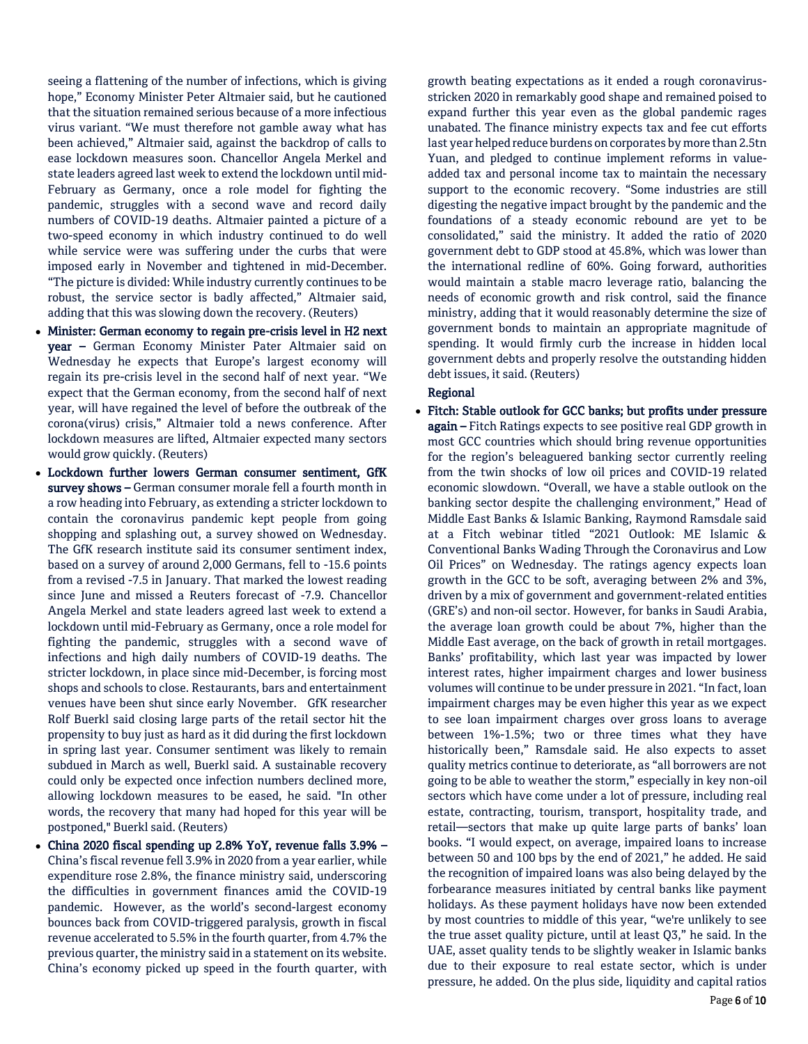seeing a flattening of the number of infections, which is giving hope," Economy Minister Peter Altmaier said, but he cautioned that the situation remained serious because of a more infectious virus variant. "We must therefore not gamble away what has been achieved," Altmaier said, against the backdrop of calls to ease lockdown measures soon. Chancellor Angela Merkel and state leaders agreed last week to extend the lockdown until mid-February as Germany, once a role model for fighting the pandemic, struggles with a second wave and record daily numbers of COVID-19 deaths. Altmaier painted a picture of a two-speed economy in which industry continued to do well while service were was suffering under the curbs that were imposed early in November and tightened in mid-December. "The picture is divided: While industry currently continues to be robust, the service sector is badly affected," Altmaier said, adding that this was slowing down the recovery. (Reuters)

- **Minister: German economy to regain pre-crisis level in H2 next year –** German Economy Minister Pater Altmaier said on Wednesday he expects that Europe's largest economy will regain its pre-crisis level in the second half of next year. "We expect that the German economy, from the second half of next year, will have regained the level of before the outbreak of the corona(virus) crisis," Altmaier told a news conference. After lockdown measures are lifted, Altmaier expected many sectors would grow quickly. (Reuters)
- **Lockdown further lowers German consumer sentiment, GfK survey shows –** German consumer morale fell a fourth month in a row heading into February, as extending a stricter lockdown to contain the coronavirus pandemic kept people from going shopping and splashing out, a survey showed on Wednesday. The GfK research institute said its consumer sentiment index, based on a survey of around 2,000 Germans, fell to -15.6 points from a revised -7.5 in January. That marked the lowest reading since June and missed a Reuters forecast of -7.9. Chancellor Angela Merkel and state leaders agreed last week to extend a lockdown until mid-February as Germany, once a role model for fighting the pandemic, struggles with a second wave of infections and high daily numbers of COVID-19 deaths. The stricter lockdown, in place since mid-December, is forcing most shops and schools to close. Restaurants, bars and entertainment venues have been shut since early November. GfK researcher Rolf Buerkl said closing large parts of the retail sector hit the propensity to buy just as hard as it did during the first lockdown in spring last year. Consumer sentiment was likely to remain subdued in March as well, Buerkl said. A sustainable recovery could only be expected once infection numbers declined more, allowing lockdown measures to be eased, he said. "In other words, the recovery that many had hoped for this year will be postponed," Buerkl said. (Reuters)
- **China 2020 fiscal spending up 2.8% YoY, revenue falls 3.9% –** China's fiscal revenue fell 3.9% in 2020 from a year earlier, while expenditure rose 2.8%, the finance ministry said, underscoring the difficulties in government finances amid the COVID-19 pandemic. However, as the world's second-largest economy bounces back from COVID-triggered paralysis, growth in fiscal revenue accelerated to 5.5% in the fourth quarter, from 4.7% the previous quarter, the ministry said in a statement on its website. China's economy picked up speed in the fourth quarter, with growth beating expectations as it ended a rough coronavirus-stricken 2020 in remarkably good shape and remained poised to expand further this year even as the global pandemic rages unabated. The finance ministry expects tax and fee cut efforts last year helped reduce burdens on corporates by more than 2.5tn Yuan, and pledged to continue implement reforms in value-added tax and personal income tax to maintain the necessary support to the economic recovery. "Some industries are still digesting the negative impact brought by the pandemic and the foundations of a steady economic rebound are yet to be consolidated," said the ministry. It added the ratio of 2020 government debt to GDP stood at 45.8%, which was lower than the international redline of 60%. Going forward, authorities would maintain a stable macro leverage ratio, balancing the needs of economic growth and risk control, said the finance ministry, adding that it would reasonably determine the size of government bonds to maintain an appropriate magnitude of spending. It would firmly curb the increase in hidden local government debts and properly resolve the outstanding hidden debt issues, it said. (Reuters)

**Regional**

- **Fitch: Stable outlook for GCC banks; but profits under pressure again –** Fitch Ratings expects to see positive real GDP growth in most GCC countries which should bring revenue opportunities for the region's beleaguered banking sector currently reeling from the twin shocks of low oil prices and COVID-19 related economic slowdown. "Overall, we have a stable outlook on the banking sector despite the challenging environment," Head of Middle East Banks & Islamic Banking, Raymond Ramsdale said at a Fitch webinar titled "2021 Outlook: ME Islamic & Conventional Banks Wading Through the Coronavirus and Low Oil Prices" on Wednesday. The ratings agency expects loan growth in the GCC to be soft, averaging between 2% and 3%, driven by a mix of government and government-related entities (GRE's) and non-oil sector. However, for banks in Saudi Arabia, the average loan growth could be about 7%, higher than the Middle East average, on the back of growth in retail mortgages. Banks' profitability, which last year was impacted by lower interest rates, higher impairment charges and lower business volumes will continue to be under pressure in 2021. "In fact, loan impairment charges may be even higher this year as we expect to see loan impairment charges over gross loans to average between 1%-1.5%; two or three times what they have historically been," Ramsdale said. He also expects to asset quality metrics continue to deteriorate, as "all borrowers are not going to be able to weather the storm," especially in key non-oil sectors which have come under a lot of pressure, including real estate, contracting, tourism, transport, hospitality trade, and retail—sectors that make up quite large parts of banks' loan books. "I would expect, on average, impaired loans to increase between 50 and 100 bps by the end of 2021," he added. He said the recognition of impaired loans was also being delayed by the forbearance measures initiated by central banks like payment holidays. As these payment holidays have now been extended by most countries to middle of this year, "we're unlikely to see the true asset quality picture, until at least Q3," he said. In the UAE, asset quality tends to be slightly weaker in Islamic banks due to their exposure to real estate sector, which is under pressure, he added. On the plus side, liquidity and capital ratios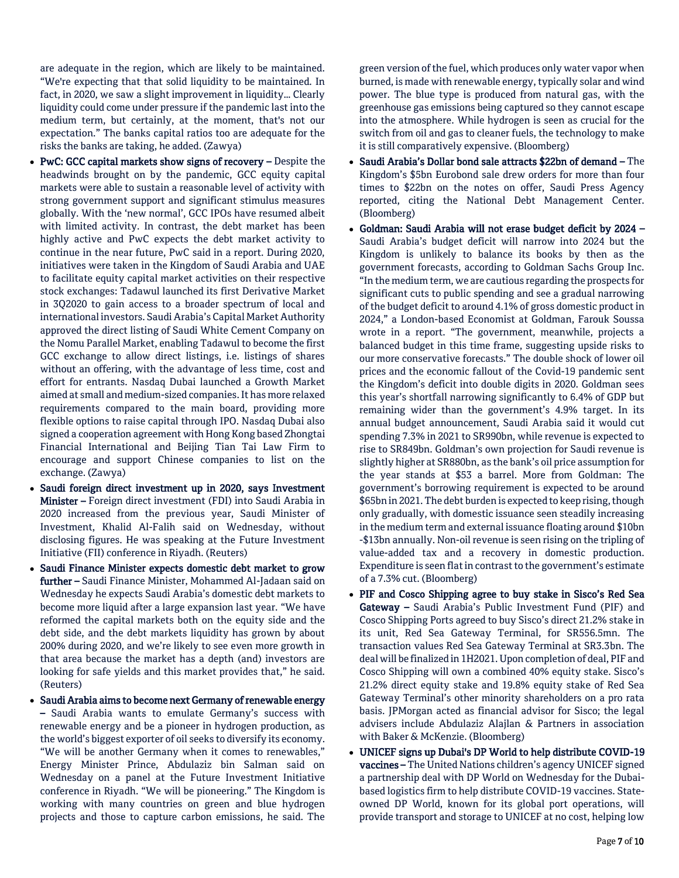are adequate in the region, which are likely to be maintained. "We're expecting that that solid liquidity to be maintained. In fact, in 2020, we saw a slight improvement in liquidity… Clearly liquidity could come under pressure if the pandemic last into the medium term, but certainly, at the moment, that's not our expectation." The banks capital ratios too are adequate for the risks the banks are taking, he added. (Zawya)

- **PwC: GCC capital markets show signs of recovery –** Despite the headwinds brought on by the pandemic, GCC equity capital markets were able to sustain a reasonable level of activity with strong government support and significant stimulus measures globally. With the 'new normal', GCC IPOs have resumed albeit with limited activity. In contrast, the debt market has been highly active and PwC expects the debt market activity to continue in the near future, PwC said in a report. During 2020, initiatives were taken in the Kingdom of Saudi Arabia and UAE to facilitate equity capital market activities on their respective stock exchanges: Tadawul launched its first Derivative Market in 3Q2020 to gain access to a broader spectrum of local and international investors. Saudi Arabia's Capital Market Authority approved the direct listing of Saudi White Cement Company on the Nomu Parallel Market, enabling Tadawul to become the first GCC exchange to allow direct listings, i.e. listings of shares without an offering, with the advantage of less time, cost and effort for entrants. Nasdaq Dubai launched a Growth Market aimed at small and medium-sized companies. It has more relaxed requirements compared to the main board, providing more flexible options to raise capital through IPO. Nasdaq Dubai also signed a cooperation agreement with Hong Kong based Zhongtai Financial International and Beijing Tian Tai Law Firm to encourage and support Chinese companies to list on the exchange. (Zawya)
- **Saudi foreign direct investment up in 2020, says Investment Minister –** Foreign direct investment (FDI) into Saudi Arabia in 2020 increased from the previous year, Saudi Minister of Investment, Khalid Al-Falih said on Wednesday, without disclosing figures. He was speaking at the Future Investment Initiative (FII) conference in Riyadh. (Reuters)
- **Saudi Finance Minister expects domestic debt market to grow further –** Saudi Finance Minister, Mohammed Al-Jadaan said on Wednesday he expects Saudi Arabia's domestic debt markets to become more liquid after a large expansion last year. "We have reformed the capital markets both on the equity side and the debt side, and the debt markets liquidity has grown by about 200% during 2020, and we're likely to see even more growth in that area because the market has a depth (and) investors are looking for safe yields and this market provides that," he said. (Reuters)
- **Saudi Arabia aims to become next Germany of renewable energy –** Saudi Arabia wants to emulate Germany's success with renewable energy and be a pioneer in hydrogen production, as the world's biggest exporter of oil seeks to diversify its economy. "We will be another Germany when it comes to renewables," Energy Minister Prince, Abdulaziz bin Salman said on Wednesday on a panel at the Future Investment Initiative conference in Riyadh. "We will be pioneering." The Kingdom is working with many countries on green and blue hydrogen projects and those to capture carbon emissions, he said. The green version of the fuel, which produces only water vapor when burned, is made with renewable energy, typically solar and wind power. The blue type is produced from natural gas, with the greenhouse gas emissions being captured so they cannot escape into the atmosphere. While hydrogen is seen as crucial for the switch from oil and gas to cleaner fuels, the technology to make it is still comparatively expensive. (Bloomberg)
- **Saudi Arabia's Dollar bond sale attracts $22bn of demand –** The Kingdom's $5bn Eurobond sale drew orders for more than four times to $22bn on the notes on offer, Saudi Press Agency reported, citing the National Debt Management Center. (Bloomberg)
- **Goldman: Saudi Arabia will not erase budget deficit by 2024 –** Saudi Arabia's budget deficit will narrow into 2024 but the Kingdom is unlikely to balance its books by then as the government forecasts, according to Goldman Sachs Group Inc. "In the medium term, we are cautious regarding the prospects for significant cuts to public spending and see a gradual narrowing of the budget deficit to around 4.1% of gross domestic product in 2024," a London-based Economist at Goldman, Farouk Soussa wrote in a report. "The government, meanwhile, projects a balanced budget in this time frame, suggesting upside risks to our more conservative forecasts." The double shock of lower oil prices and the economic fallout of the Covid-19 pandemic sent the Kingdom's deficit into double digits in 2020. Goldman sees this year's shortfall narrowing significantly to 6.4% of GDP but remaining wider than the government's 4.9% target. In its annual budget announcement, Saudi Arabia said it would cut spending 7.3% in 2021 to SR990bn, while revenue is expected to rise to SR849bn. Goldman's own projection for Saudi revenue is slightly higher at SR880bn, as the bank's oil price assumption for the year stands at $53 a barrel. More from Goldman: The government's borrowing requirement is expected to be around $65bn in 2021. The debt burden is expected to keep rising, though only gradually, with domestic issuance seen steadily increasing in the medium term and external issuance floating around $10bn -$13bn annually. Non-oil revenue is seen rising on the tripling of value-added tax and a recovery in domestic production. Expenditure is seen flat in contrast to the government's estimate of a 7.3% cut. (Bloomberg)
- **PIF and Cosco Shipping agree to buy stake in Sisco's Red Sea Gateway –** Saudi Arabia's Public Investment Fund (PIF) and Cosco Shipping Ports agreed to buy Sisco's direct 21.2% stake in its unit, Red Sea Gateway Terminal, for SR556.5mn. The transaction values Red Sea Gateway Terminal at SR3.3bn. The deal will be finalized in 1H2021. Upon completion of deal, PIF and Cosco Shipping will own a combined 40% equity stake. Sisco's 21.2% direct equity stake and 19.8% equity stake of Red Sea Gateway Terminal's other minority shareholders on a pro rata basis. JPMorgan acted as financial advisor for Sisco; the legal advisers include Abdulaziz Alajlan & Partners in association with Baker & McKenzie. (Bloomberg)
- **UNICEF signs up Dubai's DP World to help distribute COVID-19 vaccines –** The United Nations children's agency UNICEF signed a partnership deal with DP World on Wednesday for the Dubai-based logistics firm to help distribute COVID-19 vaccines. State-owned DP World, known for its global port operations, will provide transport and storage to UNICEF at no cost, helping low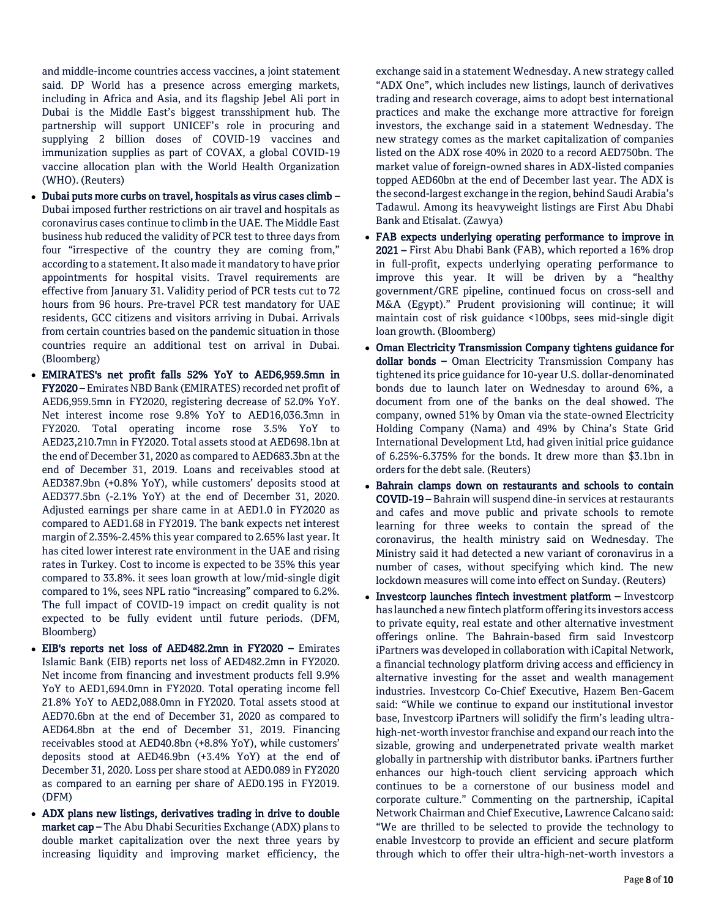and middle-income countries access vaccines, a joint statement said. DP World has a presence across emerging markets, including in Africa and Asia, and its flagship Jebel Ali port in Dubai is the Middle East's biggest transshipment hub. The partnership will support UNICEF's role in procuring and supplying 2 billion doses of COVID-19 vaccines and immunization supplies as part of COVAX, a global COVID-19 vaccine allocation plan with the World Health Organization (WHO). (Reuters)

- **Dubai puts more curbs on travel, hospitals as virus cases climb –** Dubai imposed further restrictions on air travel and hospitals as coronavirus cases continue to climb in the UAE. The Middle East business hub reduced the validity of PCR test to three days from four "irrespective of the country they are coming from," according to a statement. It also made it mandatory to have prior appointments for hospital visits. Travel requirements are effective from January 31. Validity period of PCR tests cut to 72 hours from 96 hours. Pre-travel PCR test mandatory for UAE residents, GCC citizens and visitors arriving in Dubai. Arrivals from certain countries based on the pandemic situation in those countries require an additional test on arrival in Dubai. (Bloomberg)
- **EMIRATES's net profit falls 52% YoY to AED6,959.5mn in FY2020 –** Emirates NBD Bank (EMIRATES) recorded net profit of AED6,959.5mn in FY2020, registering decrease of 52.0% YoY. Net interest income rose 9.8% YoY to AED16,036.3mn in FY2020. Total operating income rose 3.5% YoY to AED23,210.7mn in FY2020. Total assets stood at AED698.1bn at the end of December 31, 2020 as compared to AED683.3bn at the end of December 31, 2019. Loans and receivables stood at AED387.9bn (+0.8% YoY), while customers' deposits stood at AED377.5bn (-2.1% YoY) at the end of December 31, 2020. Adjusted earnings per share came in at AED1.0 in FY2020 as compared to AED1.68 in FY2019. The bank expects net interest margin of 2.35%-2.45% this year compared to 2.65% last year. It has cited lower interest rate environment in the UAE and rising rates in Turkey. Cost to income is expected to be 35% this year compared to 33.8%. it sees loan growth at low/mid-single digit compared to 1%, sees NPL ratio "increasing" compared to 6.2%. The full impact of COVID-19 impact on credit quality is not expected to be fully evident until future periods. (DFM, Bloomberg)
- **EIB's reports net loss of AED482.2mn in FY2020 –** Emirates Islamic Bank (EIB) reports net loss of AED482.2mn in FY2020. Net income from financing and investment products fell 9.9% YoY to AED1,694.0mn in FY2020. Total operating income fell 21.8% YoY to AED2,088.0mn in FY2020. Total assets stood at AED70.6bn at the end of December 31, 2020 as compared to AED64.8bn at the end of December 31, 2019. Financing receivables stood at AED40.8bn (+8.8% YoY), while customers' deposits stood at AED46.9bn (+3.4% YoY) at the end of December 31, 2020. Loss per share stood at AED0.089 in FY2020 as compared to an earning per share of AED0.195 in FY2019. (DFM)
- **ADX plans new listings, derivatives trading in drive to double market cap –** The Abu Dhabi Securities Exchange (ADX) plans to double market capitalization over the next three years by increasing liquidity and improving market efficiency, the exchange said in a statement Wednesday. A new strategy called "ADX One", which includes new listings, launch of derivatives trading and research coverage, aims to adopt best international practices and make the exchange more attractive for foreign investors, the exchange said in a statement Wednesday. The new strategy comes as the market capitalization of companies listed on the ADX rose 40% in 2020 to a record AED750bn. The market value of foreign-owned shares in ADX-listed companies topped AED60bn at the end of December last year. The ADX is the second-largest exchange in the region, behind Saudi Arabia's Tadawul. Among its heavyweight listings are First Abu Dhabi Bank and Etisalat. (Zawya)
- **FAB expects underlying operating performance to improve in 2021 –** First Abu Dhabi Bank (FAB), which reported a 16% drop in full-profit, expects underlying operating performance to improve this year. It will be driven by a "healthy government/GRE pipeline, continued focus on cross-sell and M&A (Egypt)." Prudent provisioning will continue; it will maintain cost of risk guidance <100bps, sees mid-single digit loan growth. (Bloomberg)
- **Oman Electricity Transmission Company tightens guidance for dollar bonds –** Oman Electricity Transmission Company has tightened its price guidance for 10-year U.S. dollar-denominated bonds due to launch later on Wednesday to around 6%, a document from one of the banks on the deal showed. The company, owned 51% by Oman via the state-owned Electricity Holding Company (Nama) and 49% by China's State Grid International Development Ltd, had given initial price guidance of 6.25%-6.375% for the bonds. It drew more than $3.1bn in orders for the debt sale. (Reuters)
- **Bahrain clamps down on restaurants and schools to contain COVID-19 –** Bahrain will suspend dine-in services at restaurants and cafes and move public and private schools to remote learning for three weeks to contain the spread of the coronavirus, the health ministry said on Wednesday. The Ministry said it had detected a new variant of coronavirus in a number of cases, without specifying which kind. The new lockdown measures will come into effect on Sunday. (Reuters)
- **Investcorp launches fintech investment platform –** Investcorp has launched a new fintech platform offering its investors access to private equity, real estate and other alternative investment offerings online. The Bahrain-based firm said Investcorp iPartners was developed in collaboration with iCapital Network, a financial technology platform driving access and efficiency in alternative investing for the asset and wealth management industries. Investcorp Co-Chief Executive, Hazem Ben-Gacem said: "While we continue to expand our institutional investor base, Investcorp iPartners will solidify the firm's leading ultra-high-net-worth investor franchise and expand our reach into the sizable, growing and underpenetrated private wealth market globally in partnership with distributor banks. iPartners further enhances our high-touch client servicing approach which continues to be a cornerstone of our business model and corporate culture." Commenting on the partnership, iCapital Network Chairman and Chief Executive, Lawrence Calcano said: "We are thrilled to be selected to provide the technology to enable Investcorp to provide an efficient and secure platform through which to offer their ultra-high-net-worth investors a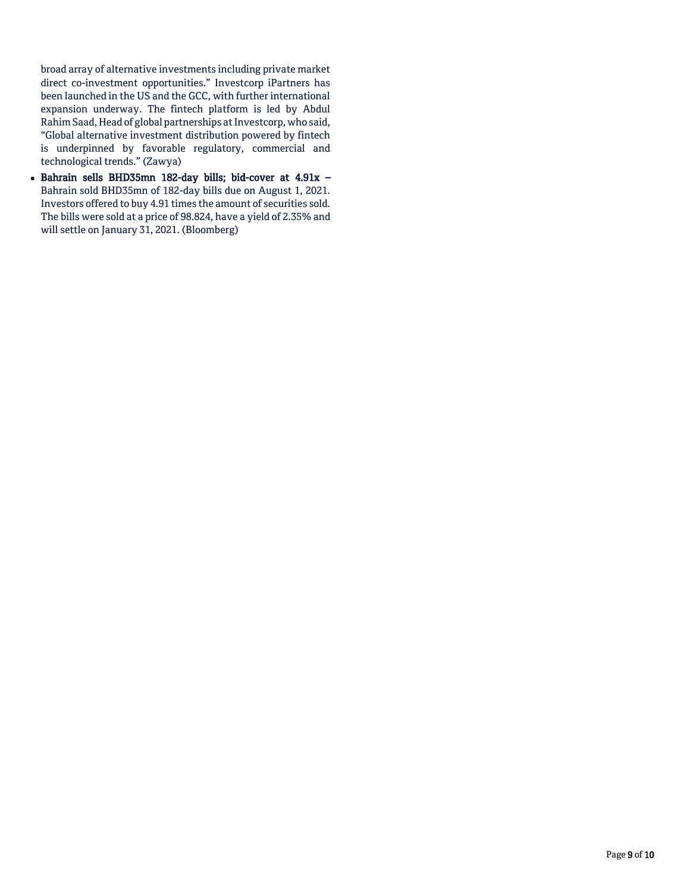broad array of alternative investments including private market direct co-investment opportunities." Investcorp iPartners has been launched in the US and the GCC, with further international expansion underway. The fintech platform is led by Abdul Rahim Saad, Head of global partnerships at Investcorp, who said, "Global alternative investment distribution powered by fintech is underpinned by favorable regulatory, commercial and technological trends." (Zawya)

- **Bahrain sells BHD35mn 182-day bills; bid-cover at 4.91x –** Bahrain sold BHD35mn of 182-day bills due on August 1, 2021. Investors offered to buy 4.91 times the amount of securities sold. The bills were sold at a price of 98.824, have a yield of 2.35% and will settle on January 31, 2021. (Bloomberg)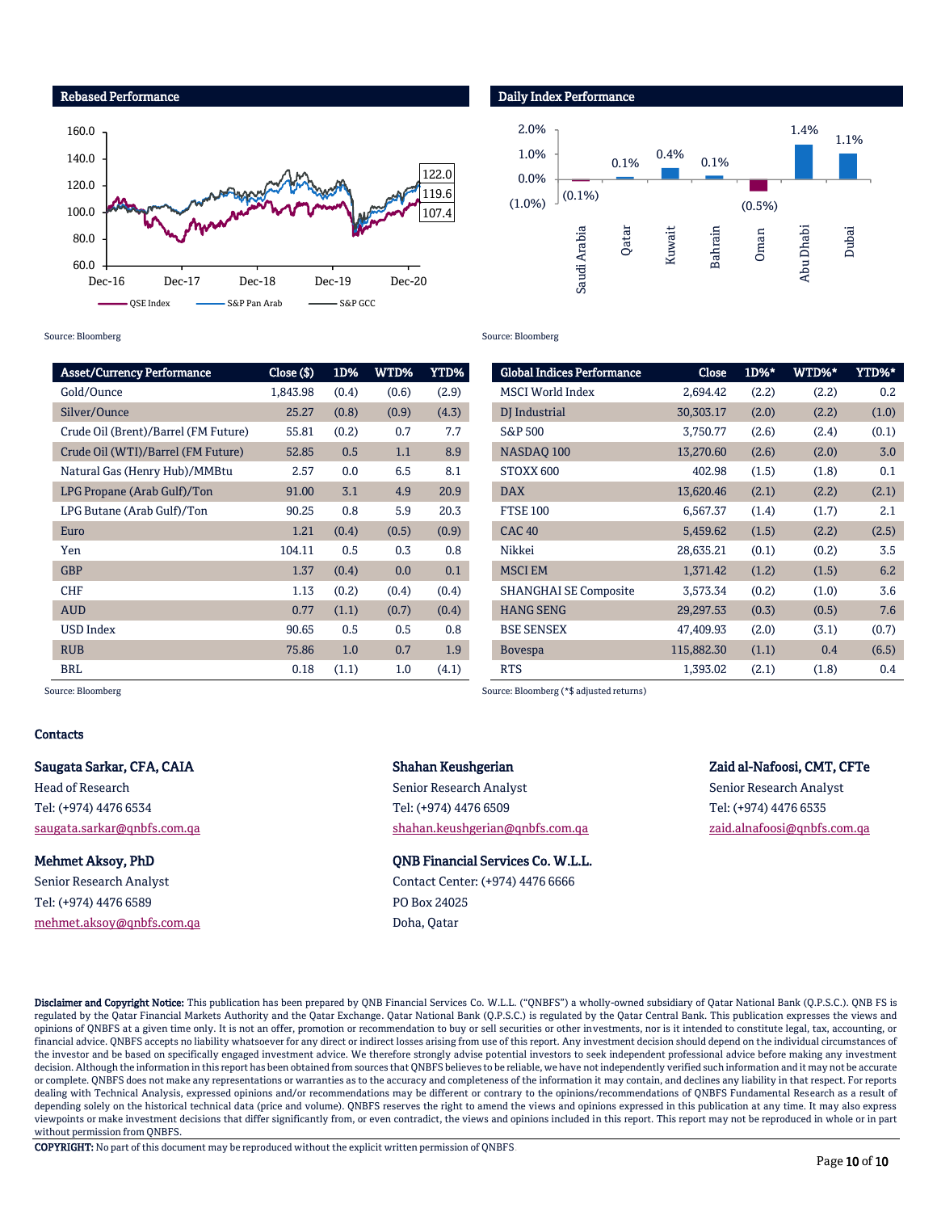### Rebased Performance

160.0
140.0
120.0
100.0
80.0
60.0

Dec-16 Dec-17 Dec-18 Dec-19 Dec-20

122.0
119.6
107.4

QSE Index S&P Pan Arab S&P GCC

Source: Bloomberg

### Daily Index Performance

2.0%
1.0%
0.0%
(1.0%)

(0.1%) 0.1% 0.4% 0.1% (0.5%) 1.4% 1.1%

Saudi Arabia Qatar Kuwait Bahrain Oman Abu Dhabi Dubai

Source: Bloomberg

| Asset/Currency Performance | Close ($) | 1D% | WTD% | YTD% |
|---|---|---|---|---|
| Gold/Ounce | 1,843.98 | (0.4) | (0.6) | (2.9) |
| Silver/Ounce | 25.27 | (0.8) | (0.9) | (4.3) |
| Crude Oil (Brent)/Barrel (FM Future) | 55.81 | (0.2) | 0.7 | 7.7 |
| Crude Oil (WTI)/Barrel (FM Future) | 52.85 | 0.5 | 1.1 | 8.9 |
| Natural Gas (Henry Hub)/MMBtu | 2.57 | 0.0 | 6.5 | 8.1 |
| LPG Propane (Arab Gulf)/Ton | 91.00 | 3.1 | 4.9 | 20.9 |
| LPG Butane (Arab Gulf)/Ton | 90.25 | 0.8 | 5.9 | 20.3 |
| Euro | 1.21 | (0.4) | (0.5) | (0.9) |
| Yen | 104.11 | 0.5 | 0.3 | 0.8 |
| GBP | 1.37 | (0.4) | 0.0 | 0.1 |
| CHF | 1.13 | (0.2) | (0.4) | (0.4) |
| AUD | 0.77 | (1.1) | (0.7) | (0.4) |
| USD Index | 90.65 | 0.5 | 0.5 | 0.8 |
| RUB | 75.86 | 1.0 | 0.7 | 1.9 |
| BRL | 0.18 | (1.1) | 1.0 | (4.1) |

Source: Bloomberg

| Global Indices Performance | Close | 1D%* | WTD%* | YTD%* |
|---|---|---|---|---|
| MSCI World Index | 2,694.42 | (2.2) | (2.2) | 0.2 |
| DJ Industrial | 30,303.17 | (2.0) | (2.2) | (1.0) |
| S&P 500 | 3,750.77 | (2.6) | (2.4) | (0.1) |
| NASDAQ 100 | 13,270.60 | (2.6) | (2.0) | 3.0 |
| STOXX 600 | 402.98 | (1.5) | (1.8) | 0.1 |
| DAX | 13,620.46 | (2.1) | (2.2) | (2.1) |
| FTSE 100 | 6,567.37 | (1.4) | (1.7) | 2.1 |
| CAC 40 | 5,459.62 | (1.5) | (2.2) | (2.5) |
| Nikkei | 28,635.21 | (0.1) | (0.2) | 3.5 |
| MSCI EM | 1,371.42 | (1.2) | (1.5) | 6.2 |
| SHANGHAI SE Composite | 3,573.34 | (0.2) | (1.0) | 3.6 |
| HANG SENG | 29,297.53 | (0.3) | (0.5) | 7.6 |
| BSE SENSEX | 47,409.93 | (2.0) | (3.1) | (0.7) |
| Bovespa | 115,882.30 | (1.1) | 0.4 | (6.5) |
| RTS | 1,393.02 | (2.1) | (1.8) | 0.4 |

Source: Bloomberg (*$ adjusted returns)

## Contacts

**Saugata Sarkar, CFA, CAIA**
Head of Research
Tel: (+974) 4476 6534
saugata.sarkar@qnbfs.com.qa

**Shahan Keushgerian**
Senior Research Analyst
Tel: (+974) 4476 6509
shahan.keushgerian@qnbfs.com.qa

**Zaid al-Nafoosi, CMT, CFTe**
Senior Research Analyst
Tel: (+974) 4476 6535
zaid.alnafoosi@qnbfs.com.qa

**Mehmet Aksoy, PhD**
Senior Research Analyst
Tel: (+974) 4476 6589
mehmet.aksoy@qnbfs.com.qa

**QNB Financial Services Co. W.L.L.**
Contact Center: (+974) 4476 6666
PO Box 24025
Doha, Qatar

**Disclaimer and Copyright Notice:** This publication has been prepared by QNB Financial Services Co. W.L.L. ("QNBFS") a wholly-owned subsidiary of Qatar National Bank (Q.P.S.C.). QNB FS is regulated by the Qatar Financial Markets Authority and the Qatar Exchange. Qatar National Bank (Q.P.S.C.) is regulated by the Qatar Central Bank. This publication expresses the views and opinions of QNBFS at a given time only. It is not an offer, promotion or recommendation to buy or sell securities or other investments, nor is it intended to constitute legal, tax, accounting, or financial advice. QNBFS accepts no liability whatsoever for any direct or indirect losses arising from use of this report. Any investment decision should depend on the individual circumstances of the investor and be based on specifically engaged investment advice. We therefore strongly advise potential investors to seek independent professional advice before making any investment decision. Although the information in this report has been obtained from sources that QNBFS believes to be reliable, we have not independently verified such information and it may not be accurate or complete. QNBFS does not make any representations or warranties as to the accuracy and completeness of the information it may contain, and declines any liability in that respect. For reports dealing with Technical Analysis, expressed opinions and/or recommendations may be different or contrary to the opinions/recommendations of QNBFS Fundamental Research as a result of depending solely on the historical technical data (price and volume). QNBFS reserves the right to amend the views and opinions expressed in this publication at any time. It may also express viewpoints or make investment decisions that differ significantly from, or even contradict, the views and opinions included in this report. This report may not be reproduced in whole or in part without permission from QNBFS.

**COPYRIGHT:** No part of this document may be reproduced without the explicit written permission of QNBFS